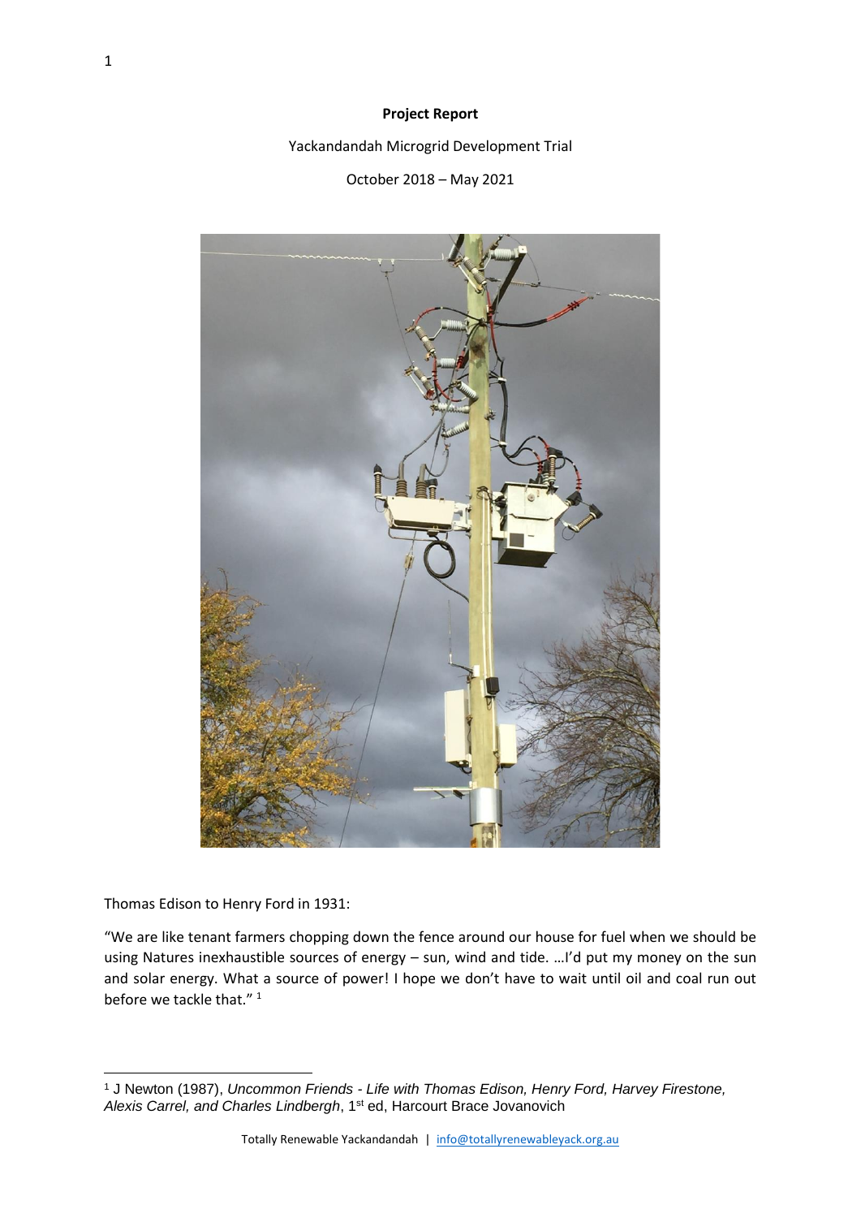**Project Report**

Yackandandah Microgrid Development Trial

October 2018 – May 2021

Thomas Edison to Henry Ford in 1931:

"We are like tenant farmers chopping down the fence around our house for fuel when we should be using Natures inexhaustible sources of energy – sun, wind and tide. …I'd put my money on the sun and solar energy. What a source of power! I hope we don't have to wait until oil and coal run out before we tackle that." [1]

[1] J Newton (1987), *Uncommon Friends - Life with Thomas Edison, Henry Ford, Harvey Firestone, Alexis Carrel, and Charles Lindbergh*, 1st ed, Harcourt Brace Jovanovich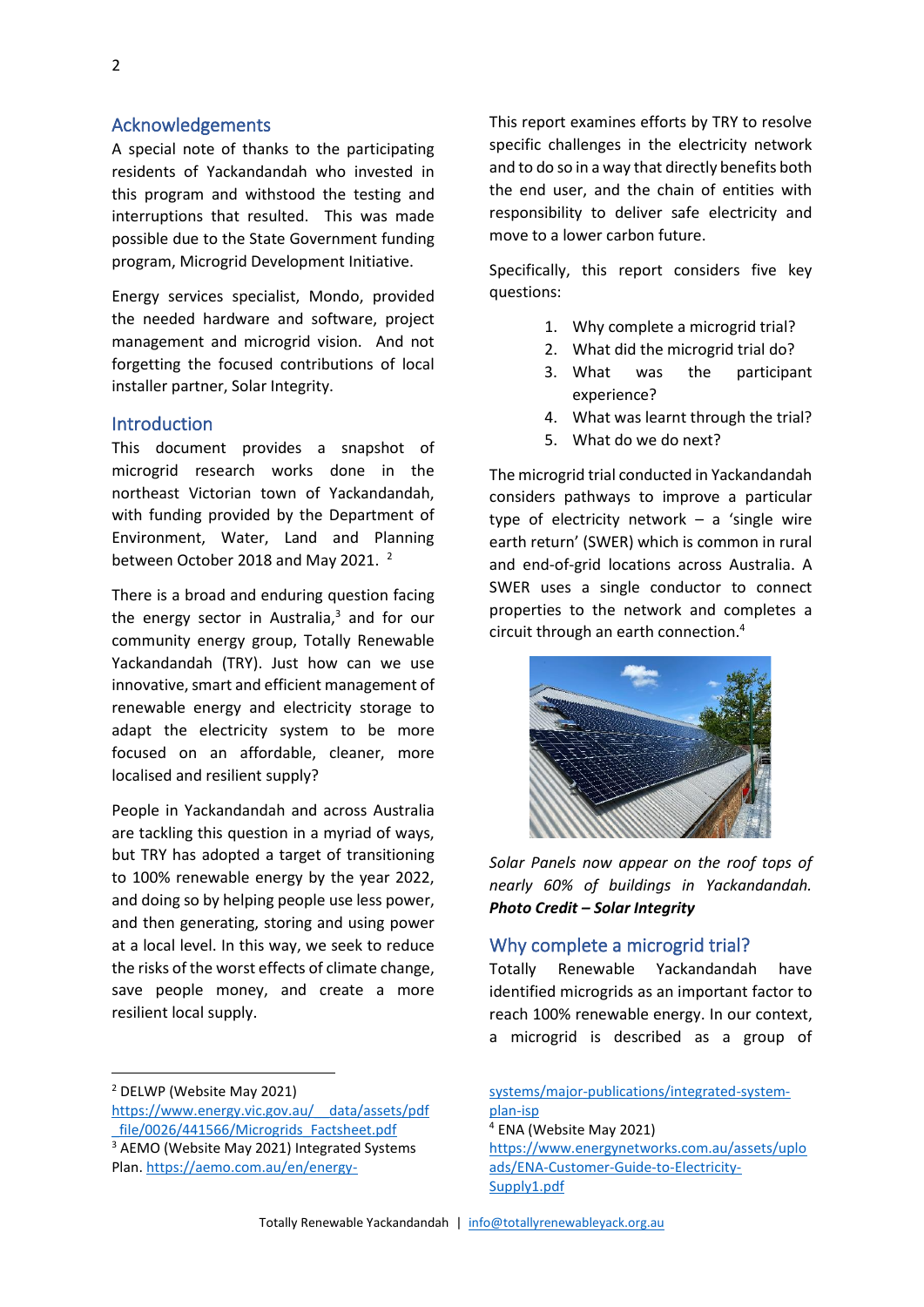## Acknowledgements

A special note of thanks to the participating residents of Yackandandah who invested in this program and withstood the testing and interruptions that resulted. This was made possible due to the State Government funding program, Microgrid Development Initiative.

Energy services specialist, Mondo, provided the needed hardware and software, project management and microgrid vision. And not forgetting the focused contributions of local installer partner, Solar Integrity.

## Introduction

This document provides a snapshot of microgrid research works done in the northeast Victorian town of Yackandandah, with funding provided by the Department of Environment, Water, Land and Planning between October 2018 and May 2021. [2]

There is a broad and enduring question facing the energy sector in Australia,[3] and for our community energy group, Totally Renewable Yackandandah (TRY). Just how can we use innovative, smart and efficient management of renewable energy and electricity storage to adapt the electricity system to be more focused on an affordable, cleaner, more localised and resilient supply?

People in Yackandandah and across Australia are tackling this question in a myriad of ways, but TRY has adopted a target of transitioning to 100% renewable energy by the year 2022, and doing so by helping people use less power, and then generating, storing and using power at a local level. In this way, we seek to reduce the risks of the worst effects of climate change, save people money, and create a more resilient local supply.

This report examines efforts by TRY to resolve specific challenges in the electricity network and to do so in a way that directly benefits both the end user, and the chain of entities with responsibility to deliver safe electricity and move to a lower carbon future.

Specifically, this report considers five key questions:

1. Why complete a microgrid trial?
2. What did the microgrid trial do?
3. What was the participant experience?
4. What was learnt through the trial?
5. What do we do next?

The microgrid trial conducted in Yackandandah considers pathways to improve a particular type of electricity network – a 'single wire earth return' (SWER) which is common in rural and end-of-grid locations across Australia. A SWER uses a single conductor to connect properties to the network and completes a circuit through an earth connection.[4]

*Solar Panels now appear on the roof tops of nearly 60% of buildings in Yackandandah.* ***Photo Credit – Solar Integrity***

## Why complete a microgrid trial?

Totally Renewable Yackandandah have identified microgrids as an important factor to reach 100% renewable energy. In our context, a microgrid is described as a group of

---

[2] DELWP (Website May 2021) https://www.energy.vic.gov.au/__data/assets/pdf_file/0026/441566/Microgrids_Factsheet.pdf

[3] AEMO (Website May 2021) Integrated Systems Plan. https://aemo.com.au/en/energy-systems/major-publications/integrated-system-plan-isp

[4] ENA (Website May 2021) https://www.energynetworks.com.au/assets/uploads/ENA-Customer-Guide-to-Electricity-Supply1.pdf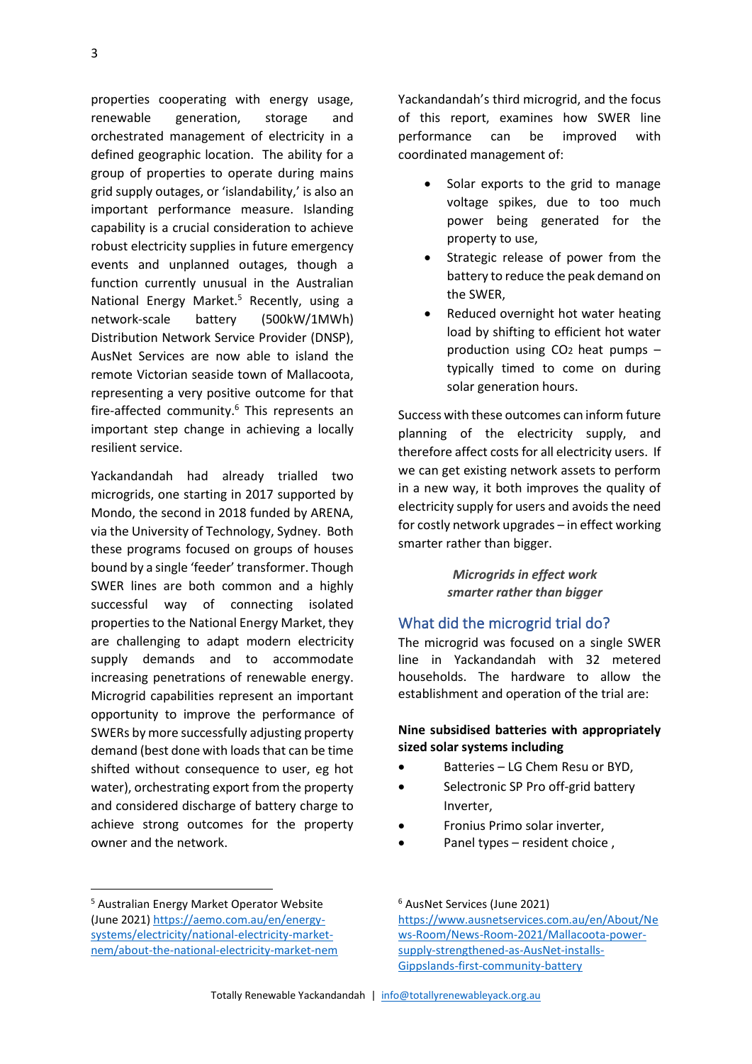properties cooperating with energy usage, renewable generation, storage and orchestrated management of electricity in a defined geographic location. The ability for a group of properties to operate during mains grid supply outages, or 'islandability,' is also an important performance measure. Islanding capability is a crucial consideration to achieve robust electricity supplies in future emergency events and unplanned outages, though a function currently unusual in the Australian National Energy Market.[5] Recently, using a network-scale battery (500kW/1MWh) Distribution Network Service Provider (DNSP), AusNet Services are now able to island the remote Victorian seaside town of Mallacoota, representing a very positive outcome for that fire-affected community.[6] This represents an important step change in achieving a locally resilient service.

Yackandandah had already trialled two microgrids, one starting in 2017 supported by Mondo, the second in 2018 funded by ARENA, via the University of Technology, Sydney. Both these programs focused on groups of houses bound by a single 'feeder' transformer. Though SWER lines are both common and a highly successful way of connecting isolated properties to the National Energy Market, they are challenging to adapt modern electricity supply demands and to accommodate increasing penetrations of renewable energy. Microgrid capabilities represent an important opportunity to improve the performance of SWERs by more successfully adjusting property demand (best done with loads that can be time shifted without consequence to user, eg hot water), orchestrating export from the property and considered discharge of battery charge to achieve strong outcomes for the property owner and the network.

Yackandandah's third microgrid, and the focus of this report, examines how SWER line performance can be improved with coordinated management of:

- Solar exports to the grid to manage voltage spikes, due to too much power being generated for the property to use,
- Strategic release of power from the battery to reduce the peak demand on the SWER,
- Reduced overnight hot water heating load by shifting to efficient hot water production using $CO_2$ heat pumps – typically timed to come on during solar generation hours.

Success with these outcomes can inform future planning of the electricity supply, and therefore affect costs for all electricity users. If we can get existing network assets to perform in a new way, it both improves the quality of electricity supply for users and avoids the need for costly network upgrades – in effect working smarter rather than bigger.

***Microgrids in effect work smarter rather than bigger***

## What did the microgrid trial do?

The microgrid was focused on a single SWER line in Yackandandah with 32 metered households. The hardware to allow the establishment and operation of the trial are:

**Nine subsidised batteries with appropriately sized solar systems including**

- Batteries – LG Chem Resu or BYD,
- Selectronic SP Pro off-grid battery Inverter,
- Fronius Primo solar inverter,
- Panel types – resident choice ,

[5] Australian Energy Market Operator Website (June 2021) https://aemo.com.au/en/energy-systems/electricity/national-electricity-market-nem/about-the-national-electricity-market-nem

[6] AusNet Services (June 2021) https://www.ausnetservices.com.au/en/About/News-Room/News-Room-2021/Mallacoota-power-supply-strengthened-as-AusNet-installs-Gippslands-first-community-battery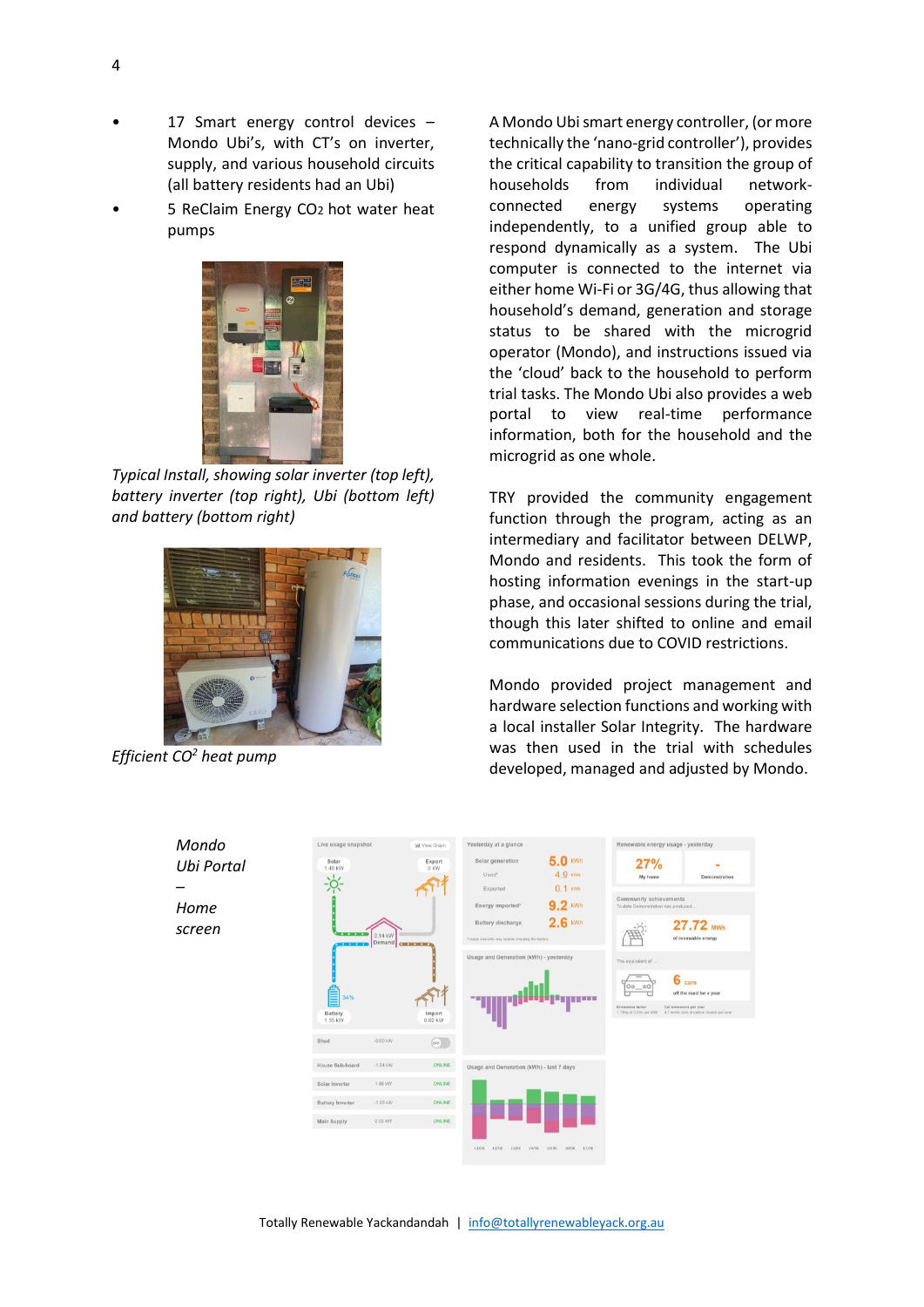- 17 Smart energy control devices – Mondo Ubi's, with CT's on inverter, supply, and various household circuits (all battery residents had an Ubi)
- 5 ReClaim Energy $CO_2$ hot water heat pumps

*Typical Install, showing solar inverter (top left), battery inverter (top right), Ubi (bottom left) and battery (bottom right)*

*Efficient $CO^2$ heat pump*

A Mondo Ubi smart energy controller, (or more technically the 'nano-grid controller'), provides the critical capability to transition the group of households from individual network-connected energy systems operating independently, to a unified group able to respond dynamically as a system. The Ubi computer is connected to the internet via either home Wi-Fi or 3G/4G, thus allowing that household's demand, generation and storage status to be shared with the microgrid operator (Mondo), and instructions issued via the 'cloud' back to the household to perform trial tasks. The Mondo Ubi also provides a web portal to view real-time performance information, both for the household and the microgrid as one whole.

TRY provided the community engagement function through the program, acting as an intermediary and facilitator between DELWP, Mondo and residents. This took the form of hosting information evenings in the start-up phase, and occasional sessions during the trial, though this later shifted to online and email communications due to COVID restrictions.

Mondo provided project management and hardware selection functions and working with a local installer Solar Integrity. The hardware was then used in the trial with schedules developed, managed and adjusted by Mondo.

*Mondo Ubi Portal – Home screen*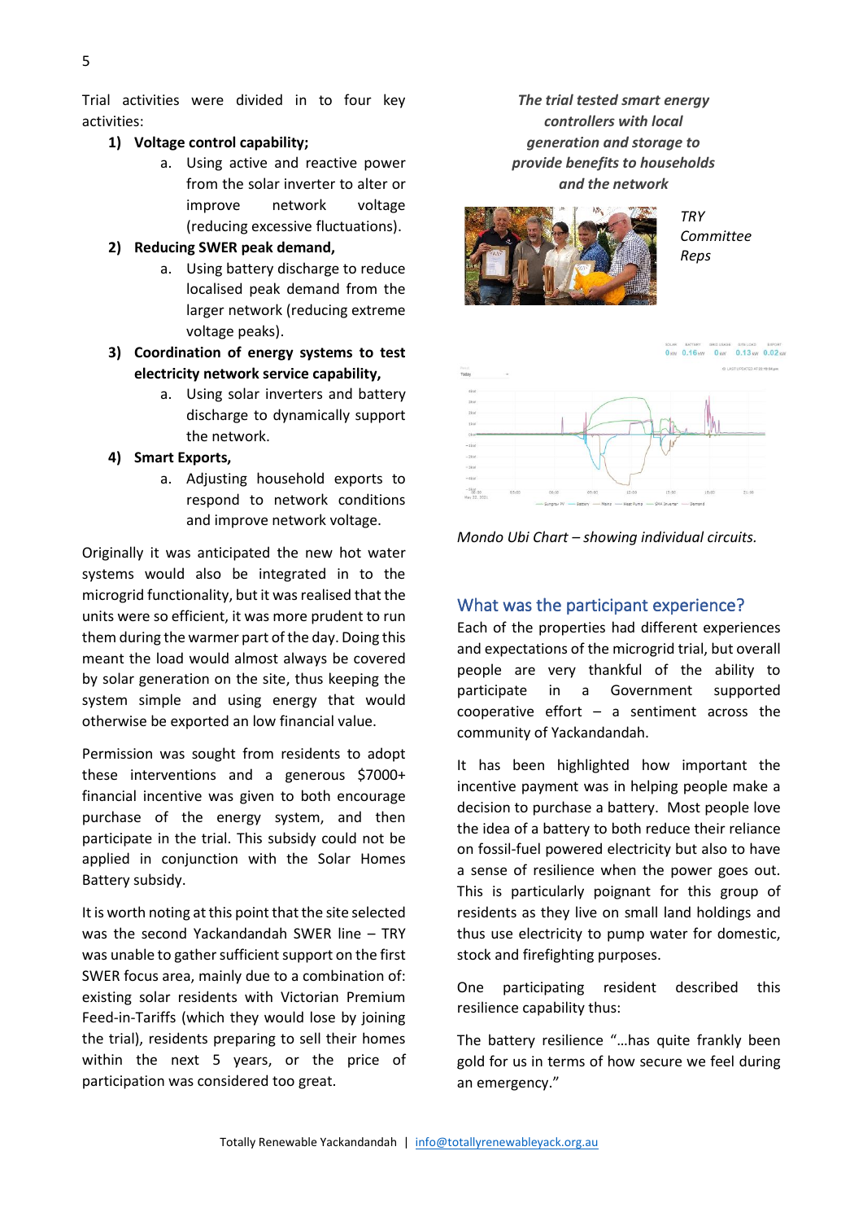Trial activities were divided in to four key activities:

1) **Voltage control capability;**
    a. Using active and reactive power from the solar inverter to alter or improve network voltage (reducing excessive fluctuations).
2) **Reducing SWER peak demand,**
    a. Using battery discharge to reduce localised peak demand from the larger network (reducing extreme voltage peaks).
3) **Coordination of energy systems to test electricity network service capability,**
    a. Using solar inverters and battery discharge to dynamically support the network.
4) **Smart Exports,**
    a. Adjusting household exports to respond to network conditions and improve network voltage.

Originally it was anticipated the new hot water systems would also be integrated in to the microgrid functionality, but it was realised that the units were so efficient, it was more prudent to run them during the warmer part of the day. Doing this meant the load would almost always be covered by solar generation on the site, thus keeping the system simple and using energy that would otherwise be exported an low financial value.

Permission was sought from residents to adopt these interventions and a generous $7000+ financial incentive was given to both encourage purchase of the energy system, and then participate in the trial. This subsidy could not be applied in conjunction with the Solar Homes Battery subsidy.

It is worth noting at this point that the site selected was the second Yackandandah SWER line – TRY was unable to gather sufficient support on the first SWER focus area, mainly due to a combination of: existing solar residents with Victorian Premium Feed-in-Tariffs (which they would lose by joining the trial), residents preparing to sell their homes within the next 5 years, or the price of participation was considered too great.

***The trial tested smart energy controllers with local generation and storage to provide benefits to households and the network***

*TRY Committee Reps*

*Mondo Ubi Chart – showing individual circuits.*

## What was the participant experience?

Each of the properties had different experiences and expectations of the microgrid trial, but overall people are very thankful of the ability to participate in a Government supported cooperative effort – a sentiment across the community of Yackandandah.

It has been highlighted how important the incentive payment was in helping people make a decision to purchase a battery. Most people love the idea of a battery to both reduce their reliance on fossil-fuel powered electricity but also to have a sense of resilience when the power goes out. This is particularly poignant for this group of residents as they live on small land holdings and thus use electricity to pump water for domestic, stock and firefighting purposes.

One participating resident described this resilience capability thus:

The battery resilience "…has quite frankly been gold for us in terms of how secure we feel during an emergency."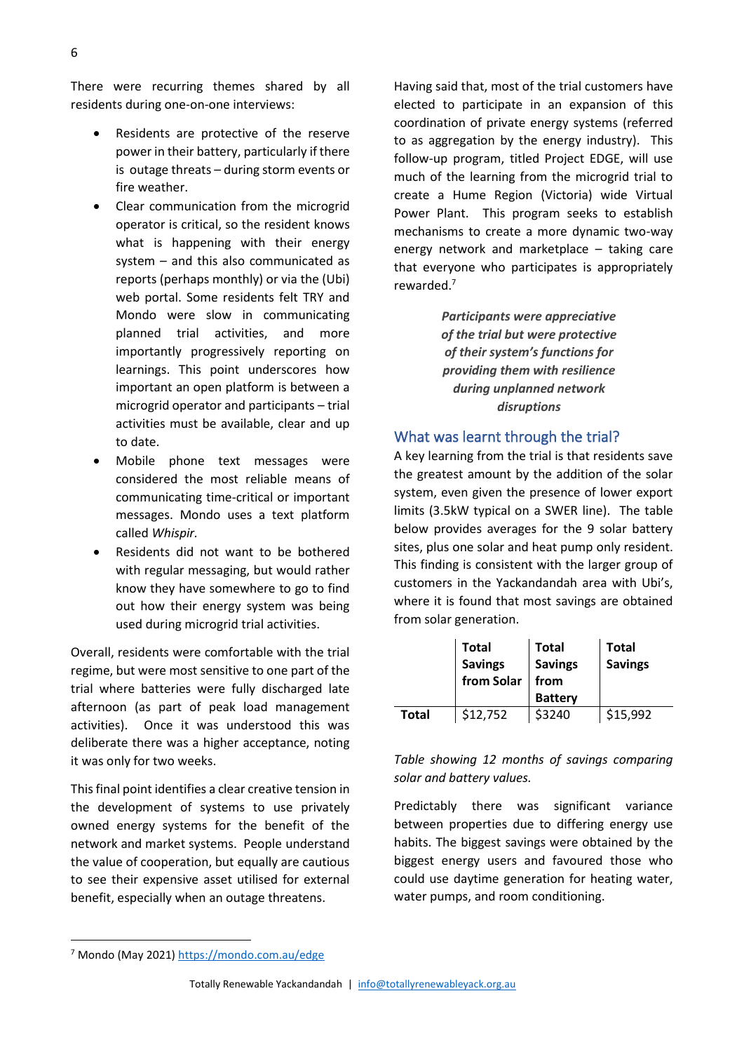There were recurring themes shared by all residents during one-on-one interviews:

- Residents are protective of the reserve power in their battery, particularly if there is outage threats – during storm events or fire weather.
- Clear communication from the microgrid operator is critical, so the resident knows what is happening with their energy system – and this also communicated as reports (perhaps monthly) or via the (Ubi) web portal. Some residents felt TRY and Mondo were slow in communicating planned trial activities, and more importantly progressively reporting on learnings. This point underscores how important an open platform is between a microgrid operator and participants – trial activities must be available, clear and up to date.
- Mobile phone text messages were considered the most reliable means of communicating time-critical or important messages. Mondo uses a text platform called *Whispir*.
- Residents did not want to be bothered with regular messaging, but would rather know they have somewhere to go to find out how their energy system was being used during microgrid trial activities.

Overall, residents were comfortable with the trial regime, but were most sensitive to one part of the trial where batteries were fully discharged late afternoon (as part of peak load management activities). Once it was understood this was deliberate there was a higher acceptance, noting it was only for two weeks.

This final point identifies a clear creative tension in the development of systems to use privately owned energy systems for the benefit of the network and market systems. People understand the value of cooperation, but equally are cautious to see their expensive asset utilised for external benefit, especially when an outage threatens.

Having said that, most of the trial customers have elected to participate in an expansion of this coordination of private energy systems (referred to as aggregation by the energy industry). This follow-up program, titled Project EDGE, will use much of the learning from the microgrid trial to create a Hume Region (Victoria) wide Virtual Power Plant. This program seeks to establish mechanisms to create a more dynamic two-way energy network and marketplace – taking care that everyone who participates is appropriately rewarded.[7]

***Participants were appreciative of the trial but were protective of their system's functions for providing them with resilience during unplanned network disruptions***

## What was learnt through the trial?

A key learning from the trial is that residents save the greatest amount by the addition of the solar system, even given the presence of lower export limits (3.5kW typical on a SWER line). The table below provides averages for the 9 solar battery sites, plus one solar and heat pump only resident. This finding is consistent with the larger group of customers in the Yackandandah area with Ubi's, where it is found that most savings are obtained from solar generation.

| | Total Savings from Solar | Total Savings from Battery | Total Savings |
|---|---|---|---|
| **Total** | $12,752 | $3240 | $15,992 |

*Table showing 12 months of savings comparing solar and battery values.*

Predictably there was significant variance between properties due to differing energy use habits. The biggest savings were obtained by the biggest energy users and favoured those who could use daytime generation for heating water, water pumps, and room conditioning.

[7] Mondo (May 2021) https://mondo.com.au/edge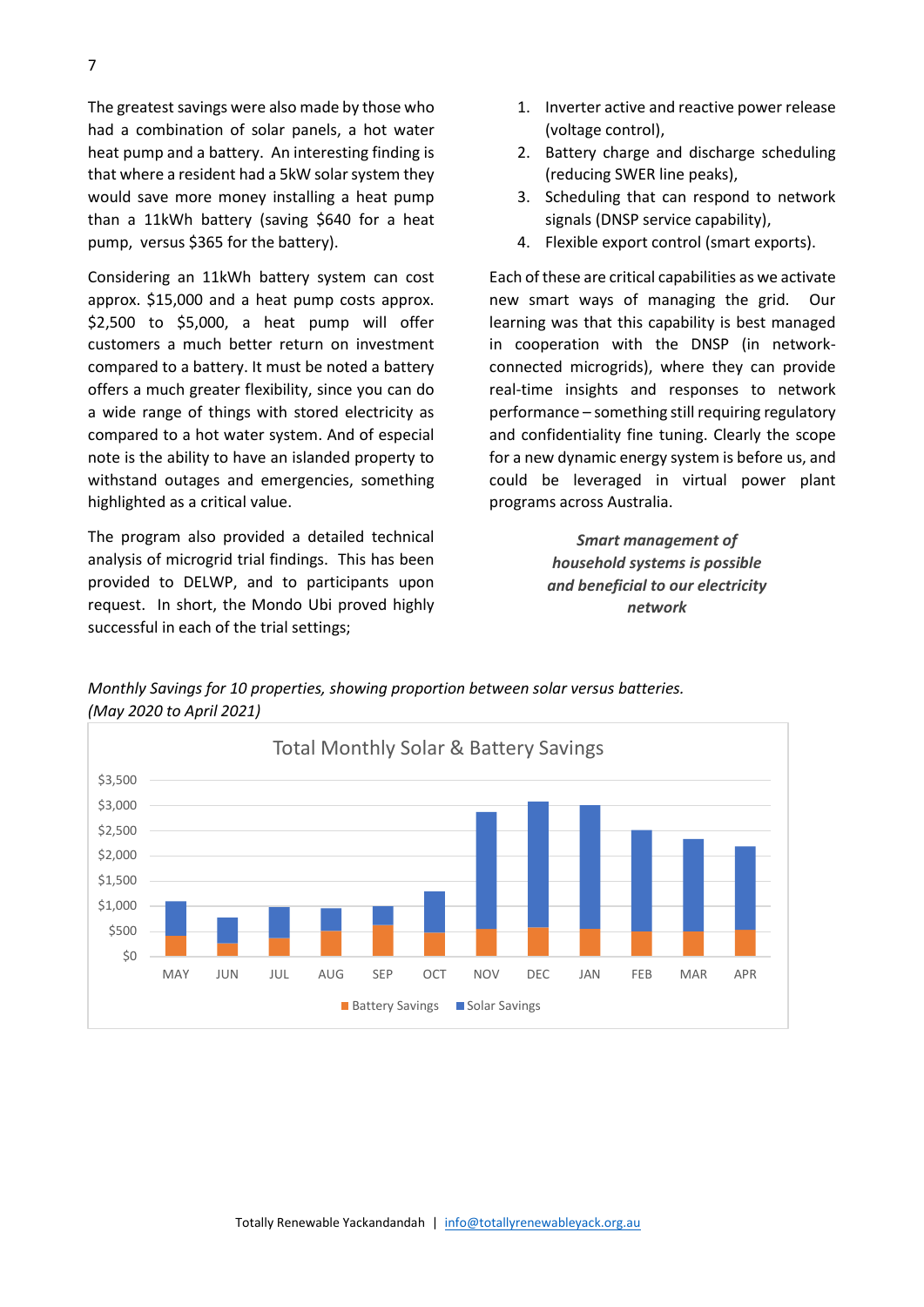The greatest savings were also made by those who had a combination of solar panels, a hot water heat pump and a battery. An interesting finding is that where a resident had a 5kW solar system they would save more money installing a heat pump than a 11kWh battery (saving $640 for a heat pump, versus $365 for the battery).

Considering an 11kWh battery system can cost approx. $15,000 and a heat pump costs approx. $2,500 to $5,000, a heat pump will offer customers a much better return on investment compared to a battery. It must be noted a battery offers a much greater flexibility, since you can do a wide range of things with stored electricity as compared to a hot water system. And of especial note is the ability to have an islanded property to withstand outages and emergencies, something highlighted as a critical value.

The program also provided a detailed technical analysis of microgrid trial findings. This has been provided to DELWP, and to participants upon request. In short, the Mondo Ubi proved highly successful in each of the trial settings;

1. Inverter active and reactive power release (voltage control),
2. Battery charge and discharge scheduling (reducing SWER line peaks),
3. Scheduling that can respond to network signals (DNSP service capability),
4. Flexible export control (smart exports).

Each of these are critical capabilities as we activate new smart ways of managing the grid. Our learning was that this capability is best managed in cooperation with the DNSP (in network-connected microgrids), where they can provide real-time insights and responses to network performance – something still requiring regulatory and confidentiality fine tuning. Clearly the scope for a new dynamic energy system is before us, and could be leveraged in virtual power plant programs across Australia.

***Smart management of household systems is possible and beneficial to our electricity network***

*Monthly Savings for 10 properties, showing proportion between solar versus batteries. (May 2020 to April 2021)*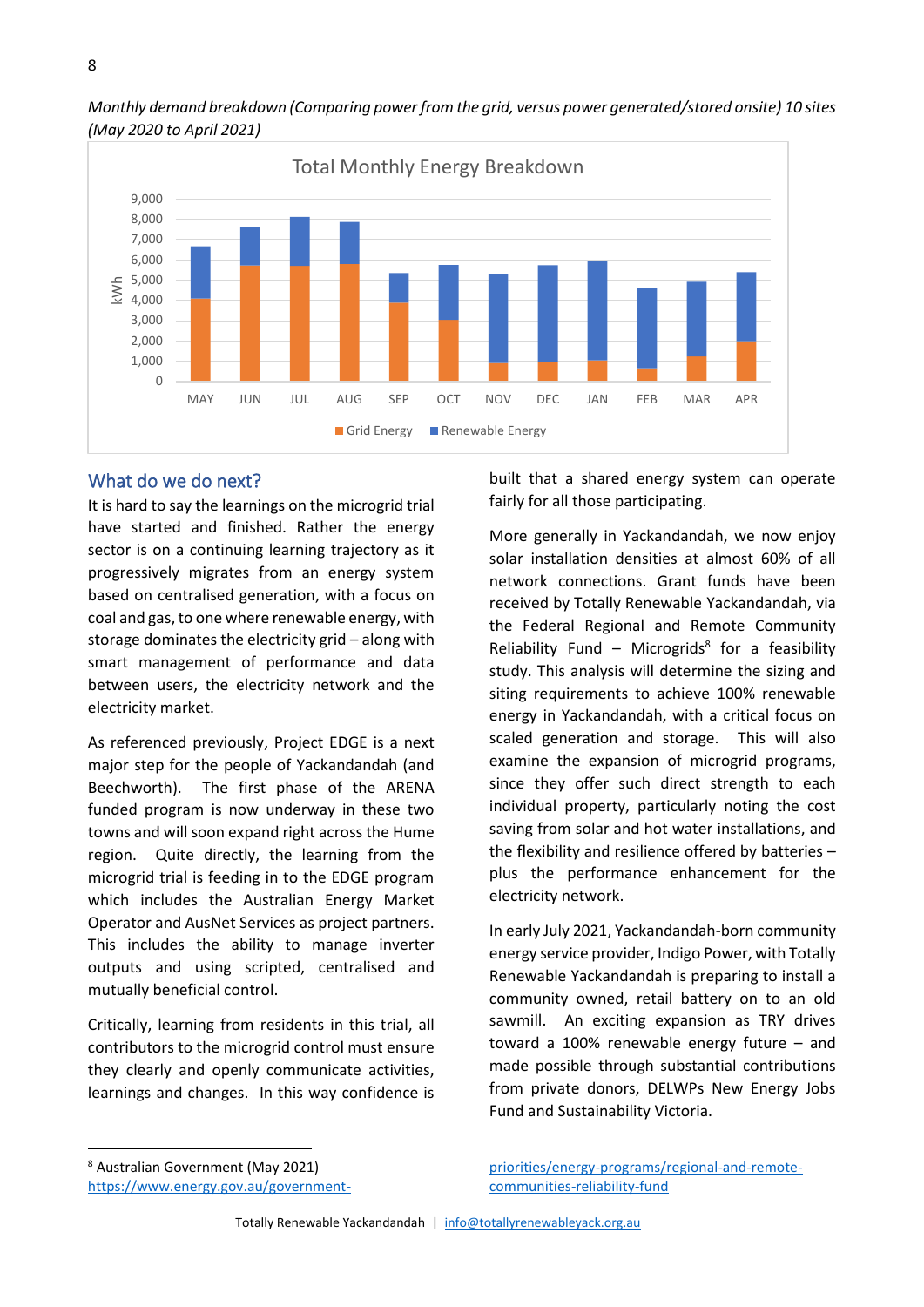*Monthly demand breakdown (Comparing power from the grid, versus power generated/stored onsite) 10 sites (May 2020 to April 2021)*

## What do we do next?

It is hard to say the learnings on the microgrid trial have started and finished. Rather the energy sector is on a continuing learning trajectory as it progressively migrates from an energy system based on centralised generation, with a focus on coal and gas, to one where renewable energy, with storage dominates the electricity grid – along with smart management of performance and data between users, the electricity network and the electricity market.

As referenced previously, Project EDGE is a next major step for the people of Yackandandah (and Beechworth). The first phase of the ARENA funded program is now underway in these two towns and will soon expand right across the Hume region. Quite directly, the learning from the microgrid trial is feeding in to the EDGE program which includes the Australian Energy Market Operator and AusNet Services as project partners. This includes the ability to manage inverter outputs and using scripted, centralised and mutually beneficial control.

Critically, learning from residents in this trial, all contributors to the microgrid control must ensure they clearly and openly communicate activities, learnings and changes. In this way confidence is built that a shared energy system can operate fairly for all those participating.

More generally in Yackandandah, we now enjoy solar installation densities at almost 60% of all network connections. Grant funds have been received by Totally Renewable Yackandandah, via the Federal Regional and Remote Community Reliability Fund – Microgrids[8] for a feasibility study. This analysis will determine the sizing and siting requirements to achieve 100% renewable energy in Yackandandah, with a critical focus on scaled generation and storage. This will also examine the expansion of microgrid programs, since they offer such direct strength to each individual property, particularly noting the cost saving from solar and hot water installations, and the flexibility and resilience offered by batteries – plus the performance enhancement for the electricity network.

In early July 2021, Yackandandah-born community energy service provider, Indigo Power, with Totally Renewable Yackandandah is preparing to install a community owned, retail battery on to an old sawmill. An exciting expansion as TRY drives toward a 100% renewable energy future – and made possible through substantial contributions from private donors, DELWPs New Energy Jobs Fund and Sustainability Victoria.

---

[8] Australian Government (May 2021) https://www.energy.gov.au/government-priorities/energy-programs/regional-and-remote-communities-reliability-fund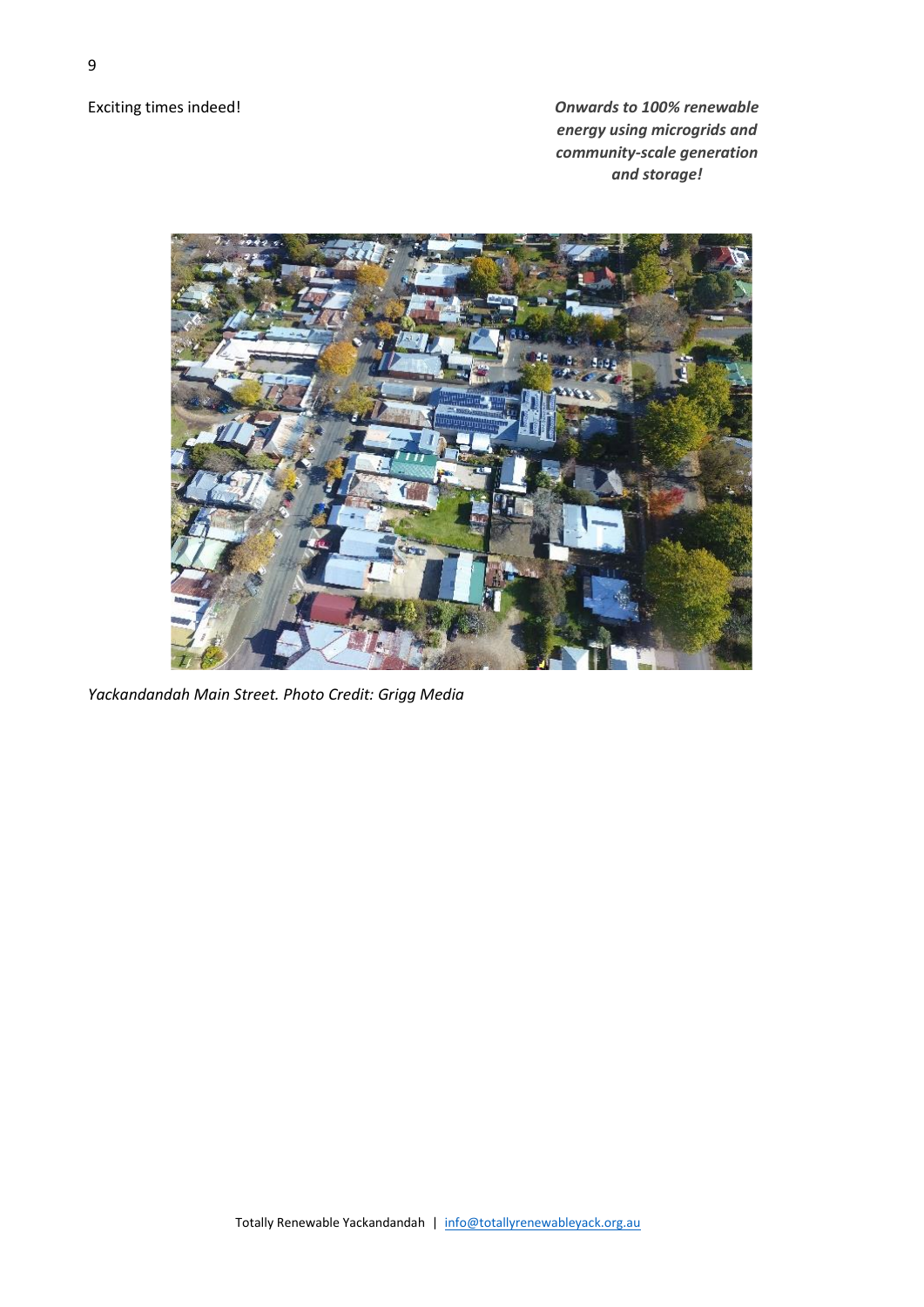Exciting times indeed!

***Onwards to 100% renewable energy using microgrids and community-scale generation and storage!***

*Yackandandah Main Street. Photo Credit: Grigg Media*